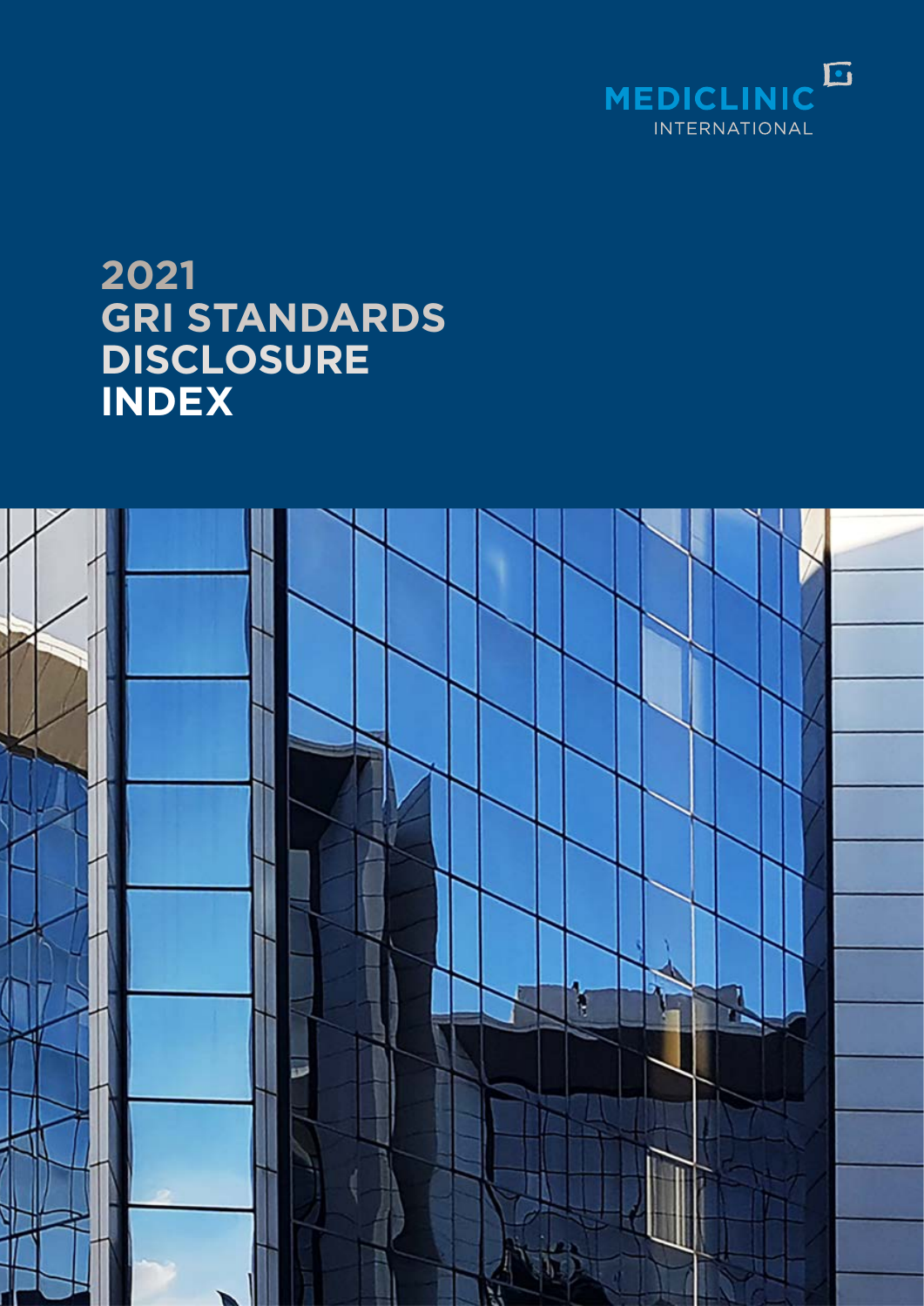MEDICLINIC INTERNATIONAL

# 2021 GRI STANDARDS DISCLOSURE INDEX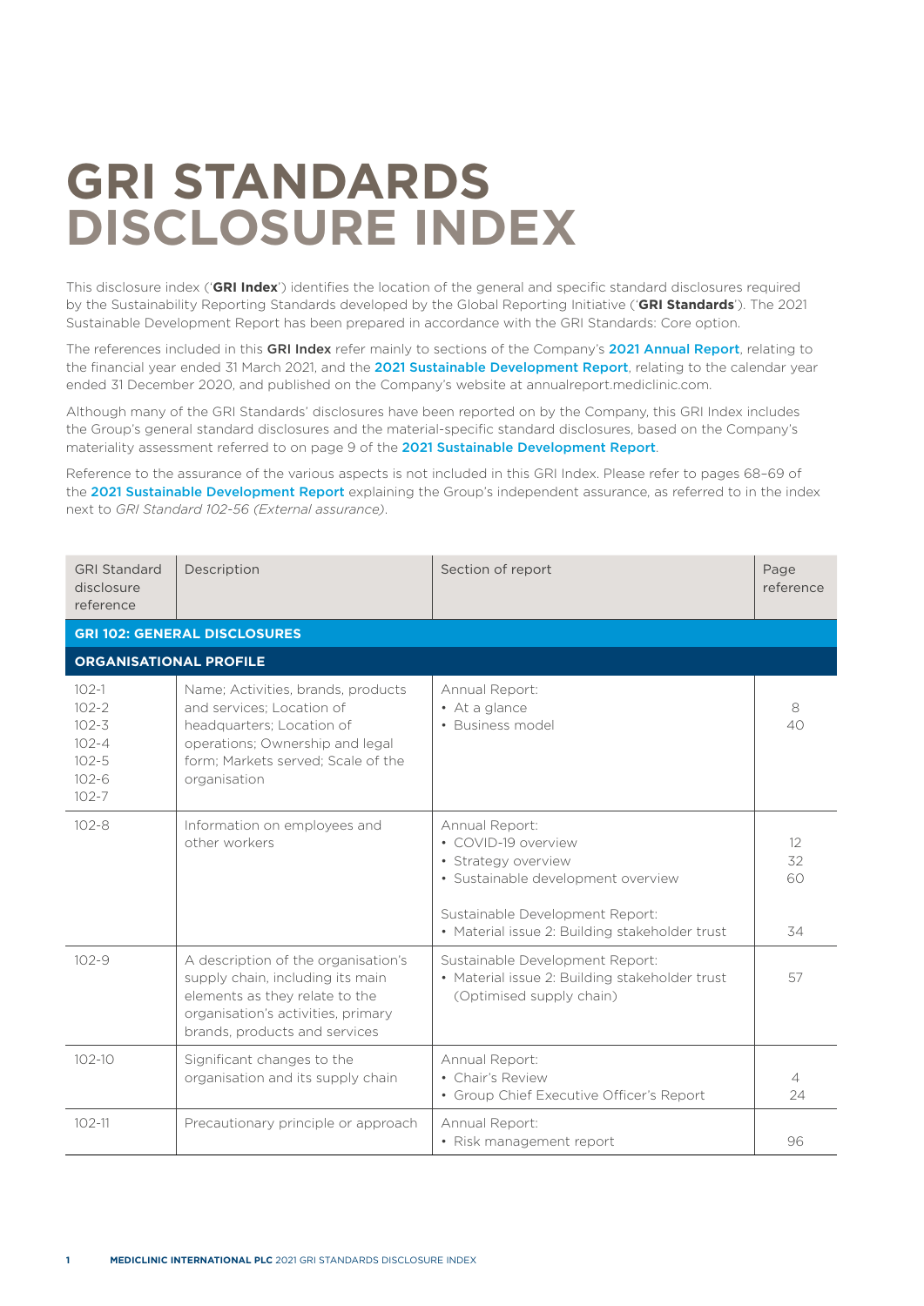# GRI STANDARDS DISCLOSURE INDEX

This disclosure index ('**GRI Index**') identifies the location of the general and specific standard disclosures required by the Sustainability Reporting Standards developed by the Global Reporting Initiative ('**GRI Standards**'). The 2021 Sustainable Development Report has been prepared in accordance with the GRI Standards: Core option.

The references included in this **GRI Index** refer mainly to sections of the Company's **2021 Annual Report**, relating to the financial year ended 31 March 2021, and the **2021 Sustainable Development Report**, relating to the calendar year ended 31 December 2020, and published on the Company's website at annualreport.mediclinic.com.

Although many of the GRI Standards' disclosures have been reported on by the Company, this GRI Index includes the Group's general standard disclosures and the material-specific standard disclosures, based on the Company's materiality assessment referred to on page 9 of the **2021 Sustainable Development Report**.

Reference to the assurance of the various aspects is not included in this GRI Index. Please refer to pages 68–69 of the **2021 Sustainable Development Report** explaining the Group's independent assurance, as referred to in the index next to *GRI Standard 102-56 (External assurance)*.

| GRI Standard disclosure reference | Description | Section of report | Page reference |
|---|---|---|---|
| **GRI 102: GENERAL DISCLOSURES** | | | |
| **ORGANISATIONAL PROFILE** | | | |
| 102-1<br>102-2<br>102-3<br>102-4<br>102-5<br>102-6<br>102-7 | Name; Activities, brands, products and services; Location of headquarters; Location of operations; Ownership and legal form; Markets served; Scale of the organisation | Annual Report:<br>• At a glance<br>• Business model | <br>8<br>40 |
| 102-8 | Information on employees and other workers | Annual Report:<br>• COVID-19 overview<br>• Strategy overview<br>• Sustainable development overview<br><br>Sustainable Development Report:<br>• Material issue 2: Building stakeholder trust | <br>12<br>32<br>60<br><br><br>34 |
| 102-9 | A description of the organisation's supply chain, including its main elements as they relate to the organisation's activities, primary brands, products and services | Sustainable Development Report:<br>• Material issue 2: Building stakeholder trust (Optimised supply chain) | 57 |
| 102-10 | Significant changes to the organisation and its supply chain | Annual Report:<br>• Chair's Review<br>• Group Chief Executive Officer's Report | <br>4<br>24 |
| 102-11 | Precautionary principle or approach | Annual Report:<br>• Risk management report | <br>96 |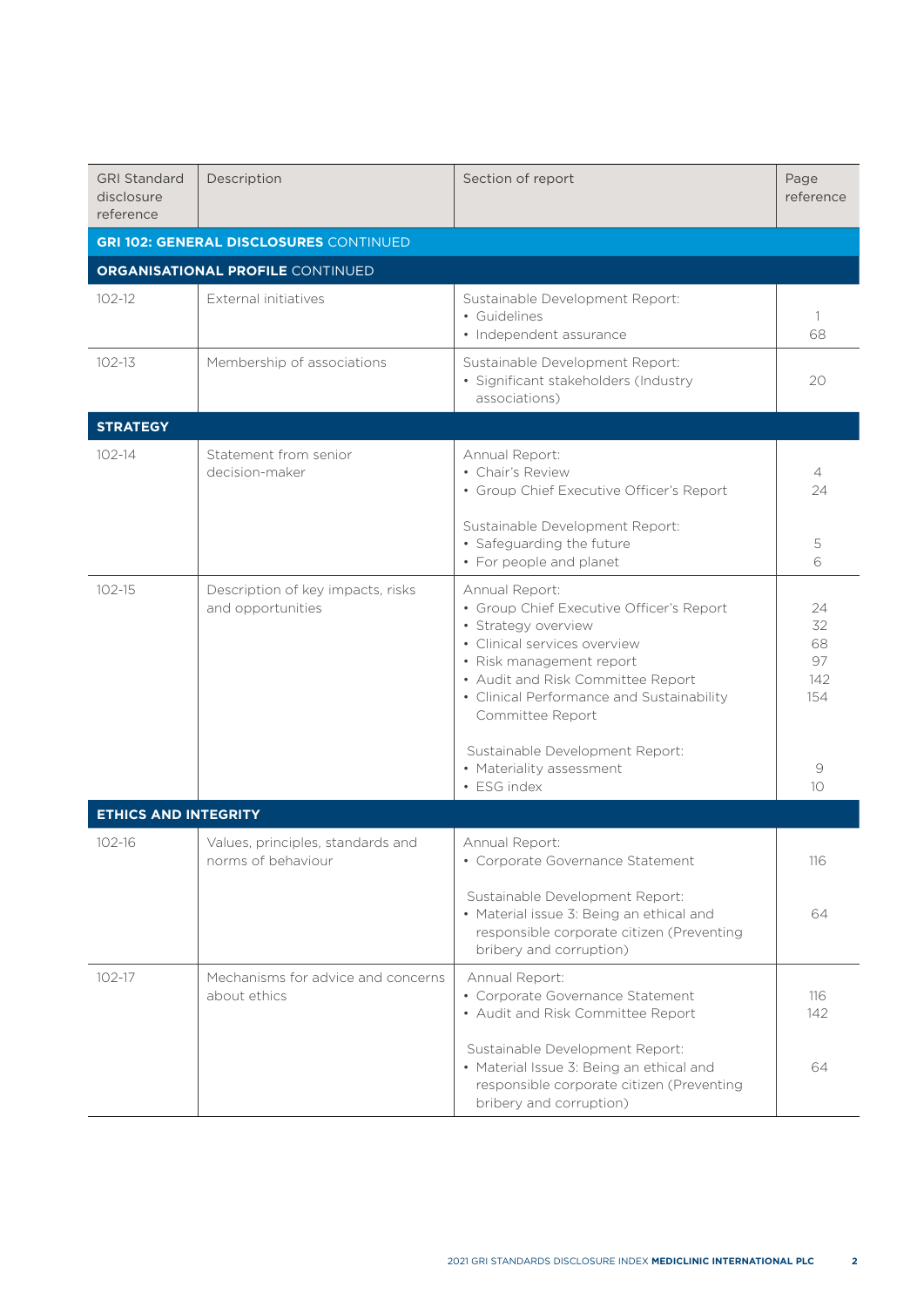| GRI Standard disclosure reference | Description | Section of report | Page reference |
|---|---|---|---|
| **GRI 102: GENERAL DISCLOSURES** CONTINUED | | | |
| **ORGANISATIONAL PROFILE** CONTINUED | | | |
| 102-12 | External initiatives | Sustainable Development Report:<br>• Guidelines<br>• Independent assurance | <br>1<br>68 |
| 102-13 | Membership of associations | Sustainable Development Report:<br>• Significant stakeholders (Industry associations) | <br>20 |
| **STRATEGY** | | | |
| 102-14 | Statement from senior decision-maker | Annual Report:<br>• Chair's Review<br>• Group Chief Executive Officer's Report<br><br>Sustainable Development Report:<br>• Safeguarding the future<br>• For people and planet | <br>4<br>24<br><br><br>5<br>6 |
| 102-15 | Description of key impacts, risks and opportunities | Annual Report:<br>• Group Chief Executive Officer's Report<br>• Strategy overview<br>• Clinical services overview<br>• Risk management report<br>• Audit and Risk Committee Report<br>• Clinical Performance and Sustainability Committee Report<br><br>Sustainable Development Report:<br>• Materiality assessment<br>• ESG index | <br>24<br>32<br>68<br>97<br>142<br>154<br><br><br><br>9<br>10 |
| **ETHICS AND INTEGRITY** | | | |
| 102-16 | Values, principles, standards and norms of behaviour | Annual Report:<br>• Corporate Governance Statement<br><br>Sustainable Development Report:<br>• Material issue 3: Being an ethical and responsible corporate citizen (Preventing bribery and corruption) | <br>116<br><br><br>64 |
| 102-17 | Mechanisms for advice and concerns about ethics | Annual Report:<br>• Corporate Governance Statement<br>• Audit and Risk Committee Report<br><br>Sustainable Development Report:<br>• Material Issue 3: Being an ethical and responsible corporate citizen (Preventing bribery and corruption) | <br>116<br>142<br><br><br>64 |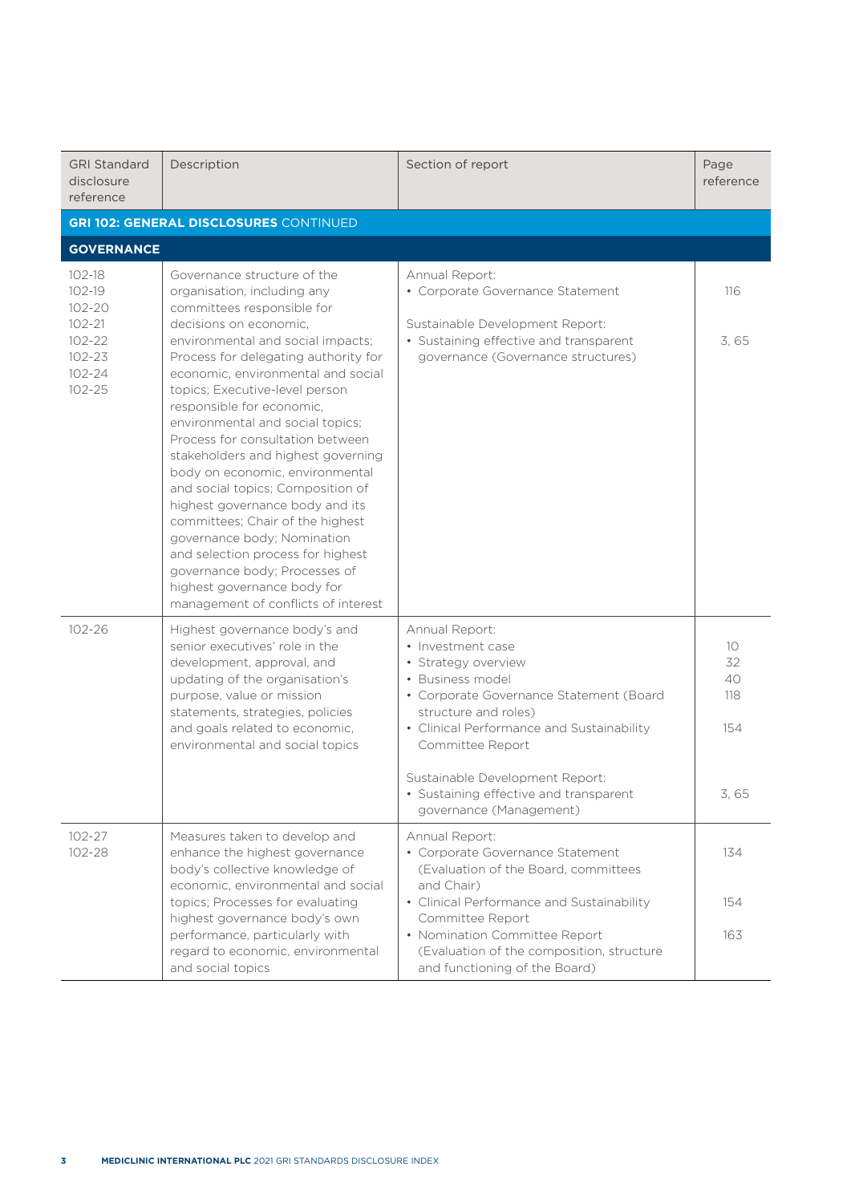| GRI Standard disclosure reference | Description | Section of report | Page reference |
|---|---|---|---|
| **GRI 102: GENERAL DISCLOSURES** CONTINUED | | | |
| **GOVERNANCE** | | | |
| 102-18<br>102-19<br>102-20<br>102-21<br>102-22<br>102-23<br>102-24<br>102-25 | Governance structure of the organisation, including any committees responsible for decisions on economic, environmental and social impacts; Process for delegating authority for economic, environmental and social topics; Executive-level person responsible for economic, environmental and social topics; Process for consultation between stakeholders and highest governing body on economic, environmental and social topics; Composition of highest governance body and its committees; Chair of the highest governance body; Nomination and selection process for highest governance body; Processes of highest governance body for management of conflicts of interest | Annual Report:<br>• Corporate Governance Statement<br><br>Sustainable Development Report:<br>• Sustaining effective and transparent governance (Governance structures) | 116<br><br><br>3, 65 |
| 102-26 | Highest governance body's and senior executives' role in the development, approval, and updating of the organisation's purpose, value or mission statements, strategies, policies and goals related to economic, environmental and social topics | Annual Report:<br>• Investment case<br>• Strategy overview<br>• Business model<br>• Corporate Governance Statement (Board structure and roles)<br>• Clinical Performance and Sustainability Committee Report<br><br>Sustainable Development Report:<br>• Sustaining effective and transparent governance (Management) | <br>10<br>32<br>40<br>118<br><br>154<br><br><br>3, 65 |
| 102-27<br>102-28 | Measures taken to develop and enhance the highest governance body's collective knowledge of economic, environmental and social topics; Processes for evaluating highest governance body's own performance, particularly with regard to economic, environmental and social topics | Annual Report:<br>• Corporate Governance Statement (Evaluation of the Board, committees and Chair)<br>• Clinical Performance and Sustainability Committee Report<br>• Nomination Committee Report (Evaluation of the composition, structure and functioning of the Board) | <br>134<br><br>154<br><br>163 |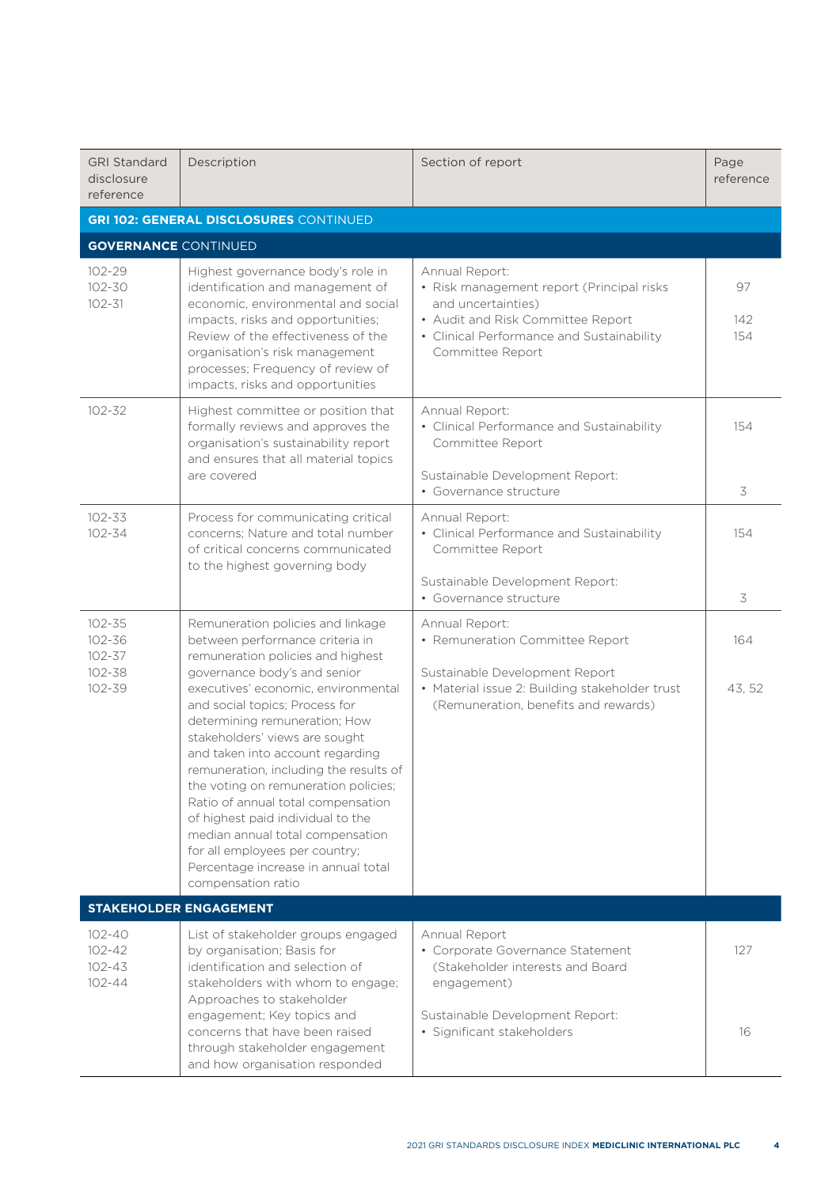| GRI Standard disclosure reference | Description | Section of report | Page reference |
|---|---|---|---|
| **GRI 102: GENERAL DISCLOSURES** CONTINUED | | | |
| **GOVERNANCE** CONTINUED | | | |
| 102-29<br>102-30<br>102-31 | Highest governance body's role in identification and management of economic, environmental and social impacts, risks and opportunities; Review of the effectiveness of the organisation's risk management processes; Frequency of review of impacts, risks and opportunities | Annual Report:<br>• Risk management report (Principal risks and uncertainties)<br>• Audit and Risk Committee Report<br>• Clinical Performance and Sustainability Committee Report | 97<br><br>142<br>154 |
| 102-32 | Highest committee or position that formally reviews and approves the organisation's sustainability report and ensures that all material topics are covered | Annual Report:<br>• Clinical Performance and Sustainability Committee Report<br><br>Sustainable Development Report:<br>• Governance structure | 154<br><br><br>3 |
| 102-33<br>102-34 | Process for communicating critical concerns; Nature and total number of critical concerns communicated to the highest governing body | Annual Report:<br>• Clinical Performance and Sustainability Committee Report<br><br>Sustainable Development Report:<br>• Governance structure | 154<br><br><br>3 |
| 102-35<br>102-36<br>102-37<br>102-38<br>102-39 | Remuneration policies and linkage between performance criteria in remuneration policies and highest governance body's and senior executives' economic, environmental and social topics; Process for determining remuneration; How stakeholders' views are sought and taken into account regarding remuneration, including the results of the voting on remuneration policies; Ratio of annual total compensation of highest paid individual to the median annual total compensation for all employees per country; Percentage increase in annual total compensation ratio | Annual Report:<br>• Remuneration Committee Report<br><br>Sustainable Development Report<br>• Material issue 2: Building stakeholder trust (Remuneration, benefits and rewards) | 164<br><br>43, 52 |
| **STAKEHOLDER ENGAGEMENT** | | | |
| 102-40<br>102-42<br>102-43<br>102-44 | List of stakeholder groups engaged by organisation; Basis for identification and selection of stakeholders with whom to engage; Approaches to stakeholder engagement; Key topics and concerns that have been raised through stakeholder engagement and how organisation responded | Annual Report<br>• Corporate Governance Statement (Stakeholder interests and Board engagement)<br><br>Sustainable Development Report:<br>• Significant stakeholders | 127<br><br><br>16 |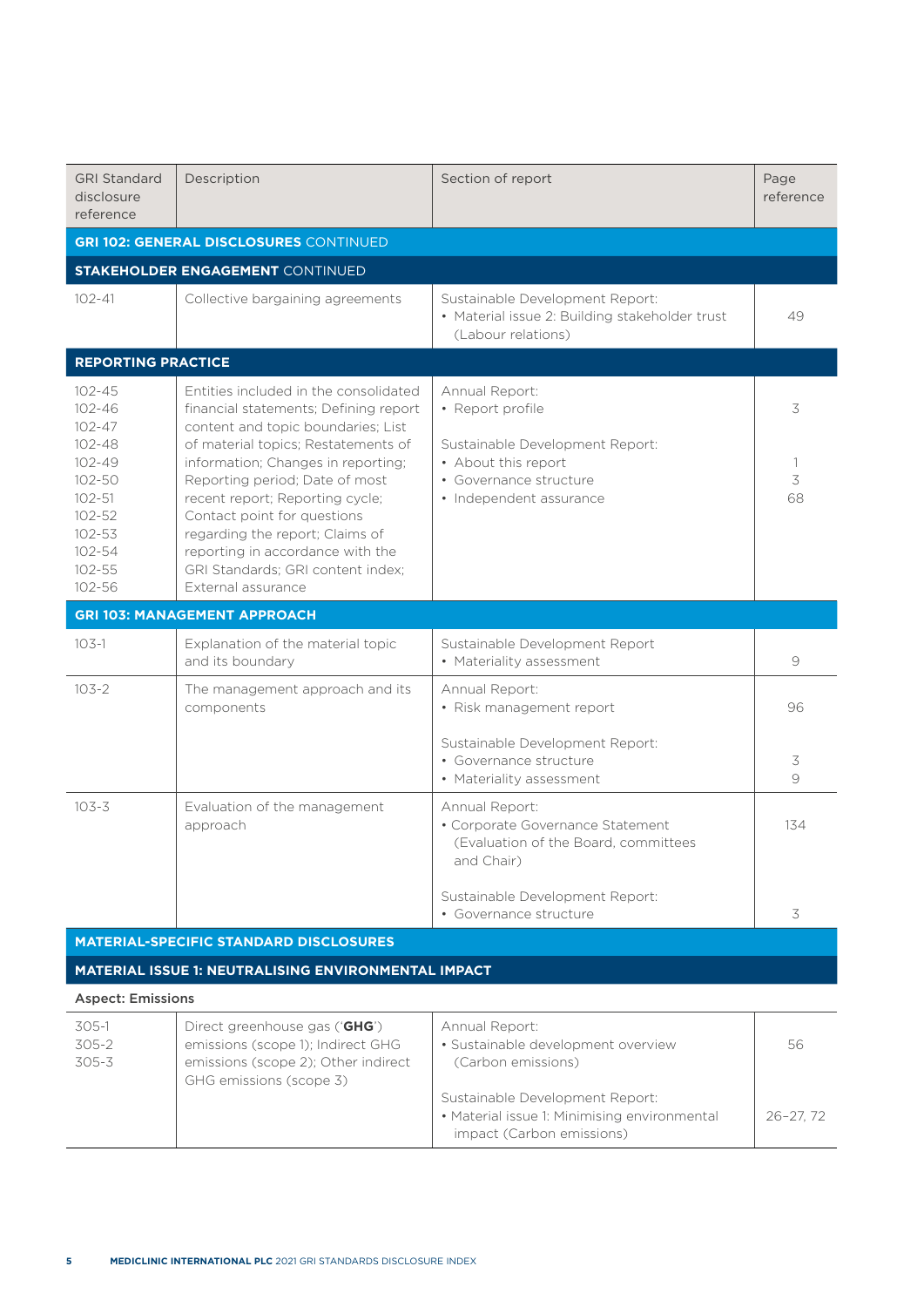| GRI Standard disclosure reference | Description | Section of report | Page reference |
|---|---|---|---|
| **GRI 102: GENERAL DISCLOSURES** CONTINUED | | | |
| **STAKEHOLDER ENGAGEMENT** CONTINUED | | | |
| 102-41 | Collective bargaining agreements | Sustainable Development Report:<br>• Material issue 2: Building stakeholder trust (Labour relations) | 49 |
| **REPORTING PRACTICE** | | | |
| 102-45<br>102-46<br>102-47<br>102-48<br>102-49<br>102-50<br>102-51<br>102-52<br>102-53<br>102-54<br>102-55<br>102-56 | Entities included in the consolidated financial statements; Defining report content and topic boundaries; List of material topics; Restatements of information; Changes in reporting; Reporting period; Date of most recent report; Reporting cycle; Contact point for questions regarding the report; Claims of reporting in accordance with the GRI Standards; GRI content index; External assurance | Annual Report:<br>• Report profile<br><br>Sustainable Development Report:<br>• About this report<br>• Governance structure<br>• Independent assurance | 3<br><br><br>1<br>3<br>68 |
| **GRI 103: MANAGEMENT APPROACH** | | | |
| 103-1 | Explanation of the material topic and its boundary | Sustainable Development Report<br>• Materiality assessment | 9 |
| 103-2 | The management approach and its components | Annual Report:<br>• Risk management report<br><br>Sustainable Development Report:<br>• Governance structure<br>• Materiality assessment | 96<br><br><br>3<br>9 |
| 103-3 | Evaluation of the management approach | Annual Report:<br>• Corporate Governance Statement (Evaluation of the Board, committees and Chair)<br><br>Sustainable Development Report:<br>• Governance structure | 134<br><br><br>3 |
| **MATERIAL-SPECIFIC STANDARD DISCLOSURES** | | | |
| **MATERIAL ISSUE 1: NEUTRALISING ENVIRONMENTAL IMPACT** | | | |
| **Aspect: Emissions** | | | |
| 305-1<br>305-2<br>305-3 | Direct greenhouse gas ('**GHG**') emissions (scope 1); Indirect GHG emissions (scope 2); Other indirect GHG emissions (scope 3) | Annual Report:<br>• Sustainable development overview (Carbon emissions)<br><br>Sustainable Development Report:<br>• Material issue 1: Minimising environmental impact (Carbon emissions) | 56<br><br><br>26–27, 72 |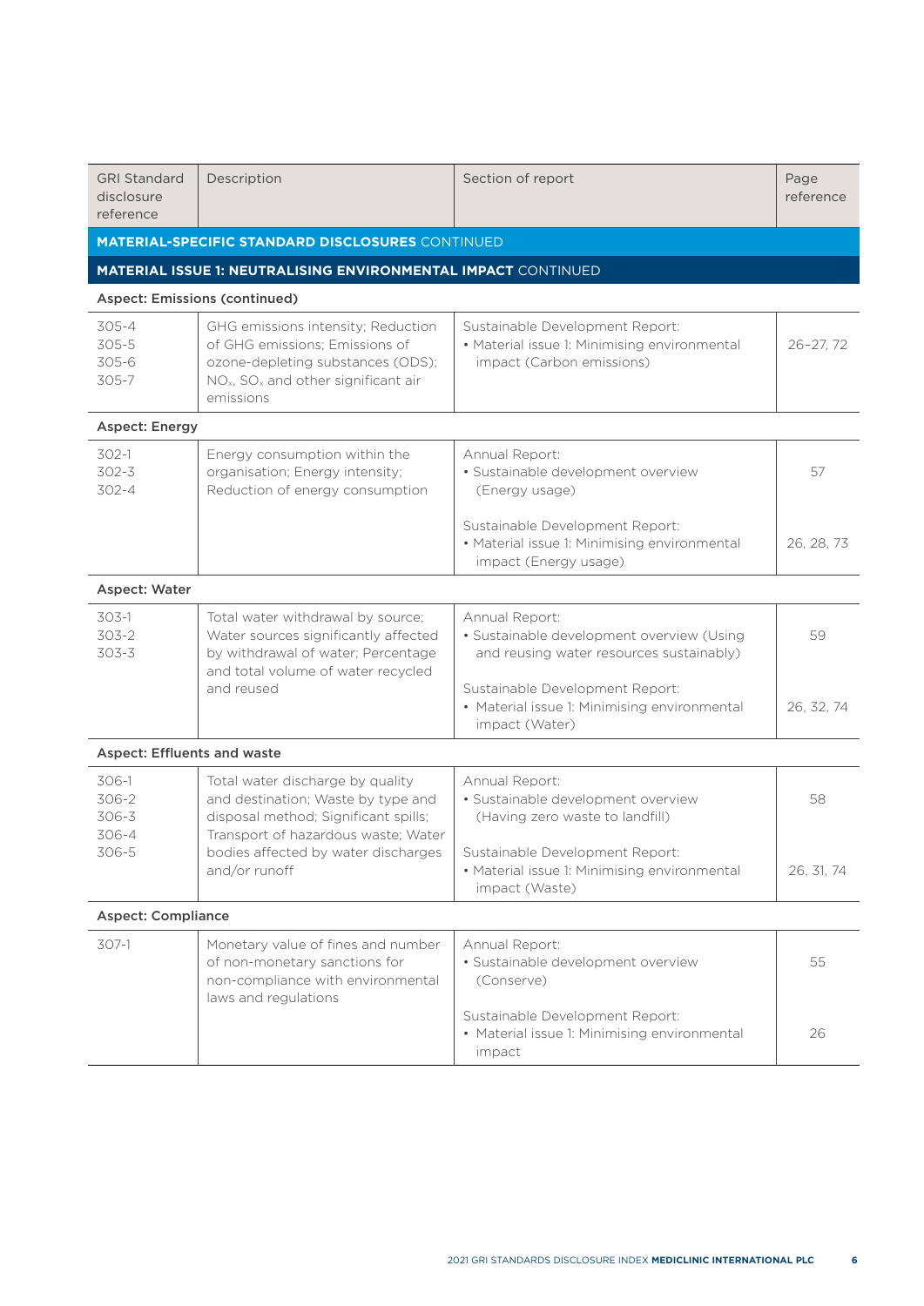| GRI Standard disclosure reference | Description | Section of report | Page reference |
|---|---|---|---|
| **MATERIAL-SPECIFIC STANDARD DISCLOSURES** CONTINUED | | | |
| **MATERIAL ISSUE 1: NEUTRALISING ENVIRONMENTAL IMPACT** CONTINUED | | | |
| **Aspect: Emissions (continued)** | | | |
| 305-4<br>305-5<br>305-6<br>305-7 | GHG emissions intensity; Reduction of GHG emissions; Emissions of ozone-depleting substances (ODS); $NO_x$, $SO_x$ and other significant air emissions | Sustainable Development Report:<br>• Material issue 1: Minimising environmental impact (Carbon emissions) | 26–27, 72 |
| **Aspect: Energy** | | | |
| 302-1<br>302-3<br>302-4 | Energy consumption within the organisation; Energy intensity; Reduction of energy consumption | Annual Report:<br>• Sustainable development overview (Energy usage) | 57 |
| | | Sustainable Development Report:<br>• Material issue 1: Minimising environmental impact (Energy usage) | 26, 28, 73 |
| **Aspect: Water** | | | |
| 303-1<br>303-2<br>303-3 | Total water withdrawal by source; Water sources significantly affected by withdrawal of water; Percentage and total volume of water recycled and reused | Annual Report:<br>• Sustainable development overview (Using and reusing water resources sustainably) | 59 |
| | | Sustainable Development Report:<br>• Material issue 1: Minimising environmental impact (Water) | 26, 32, 74 |
| **Aspect: Effluents and waste** | | | |
| 306-1<br>306-2<br>306-3<br>306-4<br>306-5 | Total water discharge by quality and destination; Waste by type and disposal method; Significant spills; Transport of hazardous waste; Water bodies affected by water discharges and/or runoff | Annual Report:<br>• Sustainable development overview (Having zero waste to landfill) | 58 |
| | | Sustainable Development Report:<br>• Material issue 1: Minimising environmental impact (Waste) | 26, 31, 74 |
| **Aspect: Compliance** | | | |
| 307-1 | Monetary value of fines and number of non-monetary sanctions for non-compliance with environmental laws and regulations | Annual Report:<br>• Sustainable development overview (Conserve) | 55 |
| | | Sustainable Development Report:<br>• Material issue 1: Minimising environmental impact | 26 |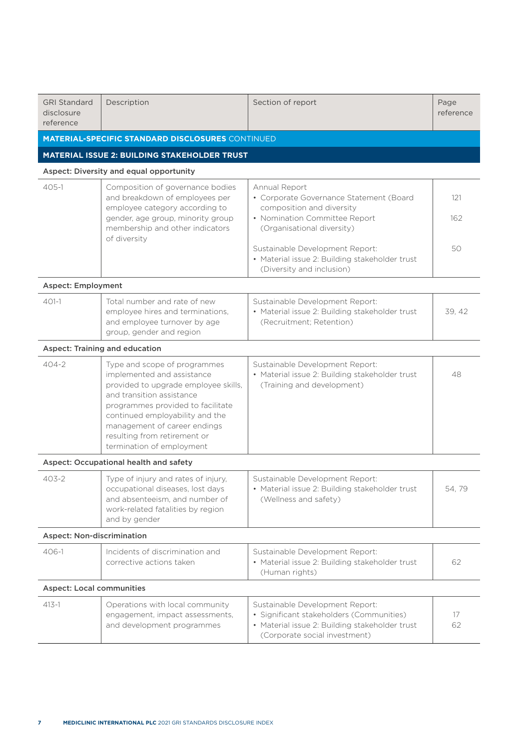| GRI Standard disclosure reference | Description | Section of report | Page reference |
|---|---|---|---|
| **MATERIAL-SPECIFIC STANDARD DISCLOSURES** CONTINUED | | | |
| **MATERIAL ISSUE 2: BUILDING STAKEHOLDER TRUST** | | | |
| **Aspect: Diversity and equal opportunity** | | | |
| 405-1 | Composition of governance bodies and breakdown of employees per employee category according to gender, age group, minority group membership and other indicators of diversity | Annual Report<br>• Corporate Governance Statement (Board composition and diversity<br>• Nomination Committee Report (Organisational diversity)<br><br>Sustainable Development Report:<br>• Material issue 2: Building stakeholder trust (Diversity and inclusion) | 121<br>162<br><br>50 |
| **Aspect: Employment** | | | |
| 401-1 | Total number and rate of new employee hires and terminations, and employee turnover by age group, gender and region | Sustainable Development Report:<br>• Material issue 2: Building stakeholder trust (Recruitment; Retention) | 39, 42 |
| **Aspect: Training and education** | | | |
| 404-2 | Type and scope of programmes implemented and assistance provided to upgrade employee skills, and transition assistance programmes provided to facilitate continued employability and the management of career endings resulting from retirement or termination of employment | Sustainable Development Report:<br>• Material issue 2: Building stakeholder trust (Training and development) | 48 |
| **Aspect: Occupational health and safety** | | | |
| 403-2 | Type of injury and rates of injury, occupational diseases, lost days and absenteeism, and number of work-related fatalities by region and by gender | Sustainable Development Report:<br>• Material issue 2: Building stakeholder trust (Wellness and safety) | 54, 79 |
| **Aspect: Non-discrimination** | | | |
| 406-1 | Incidents of discrimination and corrective actions taken | Sustainable Development Report:<br>• Material issue 2: Building stakeholder trust (Human rights) | 62 |
| **Aspect: Local communities** | | | |
| 413-1 | Operations with local community engagement, impact assessments, and development programmes | Sustainable Development Report:<br>• Significant stakeholders (Communities)<br>• Material issue 2: Building stakeholder trust (Corporate social investment) | 17<br>62 |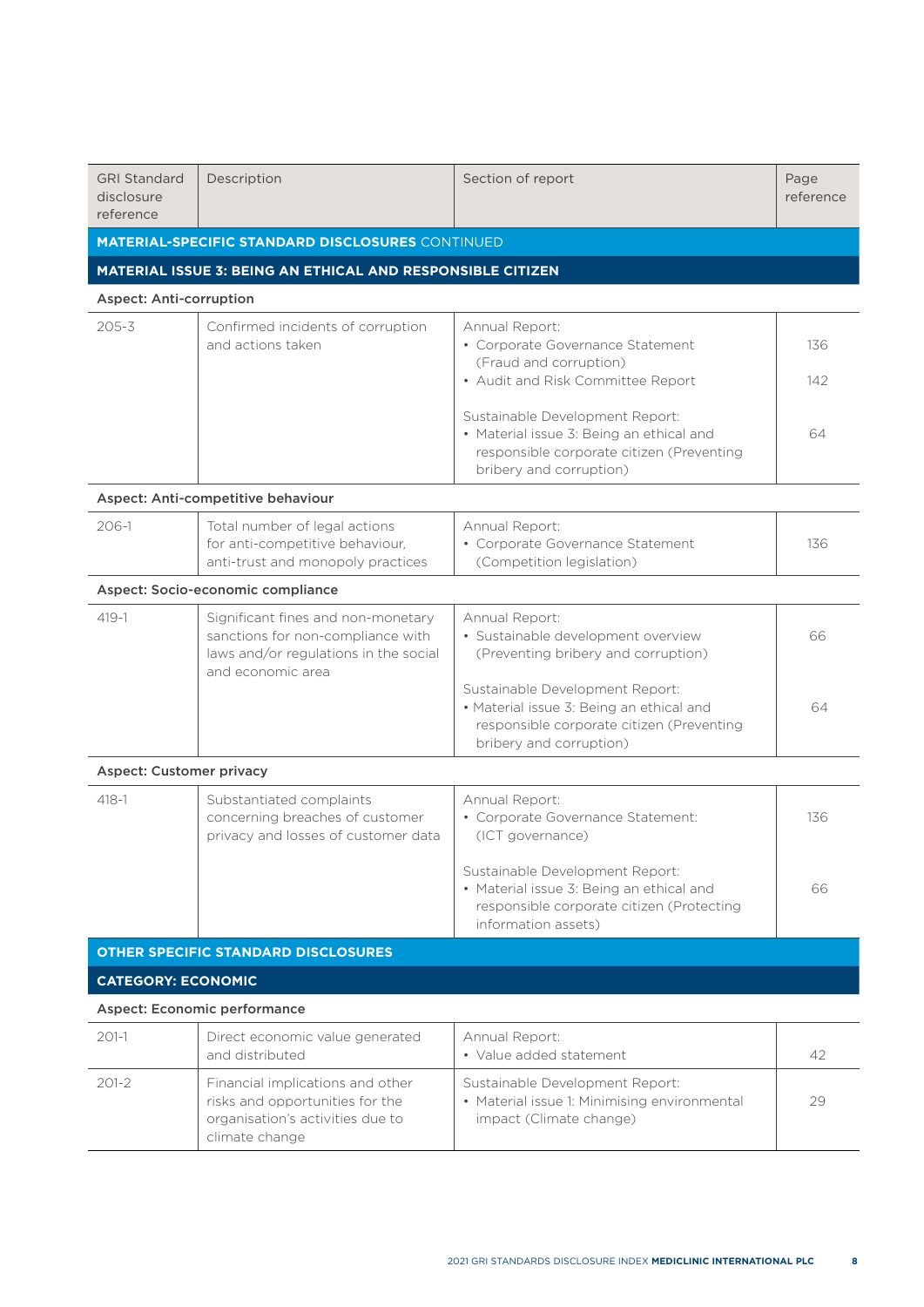| GRI Standard disclosure reference | Description | Section of report | Page reference |
|---|---|---|---|
| **MATERIAL-SPECIFIC STANDARD DISCLOSURES** CONTINUED | | | |
| **MATERIAL ISSUE 3: BEING AN ETHICAL AND RESPONSIBLE CITIZEN** | | | |
| **Aspect: Anti-corruption** | | | |
| 205-3 | Confirmed incidents of corruption and actions taken | Annual Report:<br>• Corporate Governance Statement (Fraud and corruption)<br>• Audit and Risk Committee Report<br><br>Sustainable Development Report:<br>• Material issue 3: Being an ethical and responsible corporate citizen (Preventing bribery and corruption) | 136<br>142<br><br>64 |
| **Aspect: Anti-competitive behaviour** | | | |
| 206-1 | Total number of legal actions for anti-competitive behaviour, anti-trust and monopoly practices | Annual Report:<br>• Corporate Governance Statement (Competition legislation) | 136 |
| **Aspect: Socio-economic compliance** | | | |
| 419-1 | Significant fines and non-monetary sanctions for non-compliance with laws and/or regulations in the social and economic area | Annual Report:<br>• Sustainable development overview (Preventing bribery and corruption)<br><br>Sustainable Development Report:<br>• Material issue 3: Being an ethical and responsible corporate citizen (Preventing bribery and corruption) | 66<br><br>64 |
| **Aspect: Customer privacy** | | | |
| 418-1 | Substantiated complaints concerning breaches of customer privacy and losses of customer data | Annual Report:<br>• Corporate Governance Statement: (ICT governance)<br><br>Sustainable Development Report:<br>• Material issue 3: Being an ethical and responsible corporate citizen (Protecting information assets) | 136<br><br>66 |
| **OTHER SPECIFIC STANDARD DISCLOSURES** | | | |
| **CATEGORY: ECONOMIC** | | | |
| **Aspect: Economic performance** | | | |
| 201-1 | Direct economic value generated and distributed | Annual Report:<br>• Value added statement | 42 |
| 201-2 | Financial implications and other risks and opportunities for the organisation's activities due to climate change | Sustainable Development Report:<br>• Material issue 1: Minimising environmental impact (Climate change) | 29 |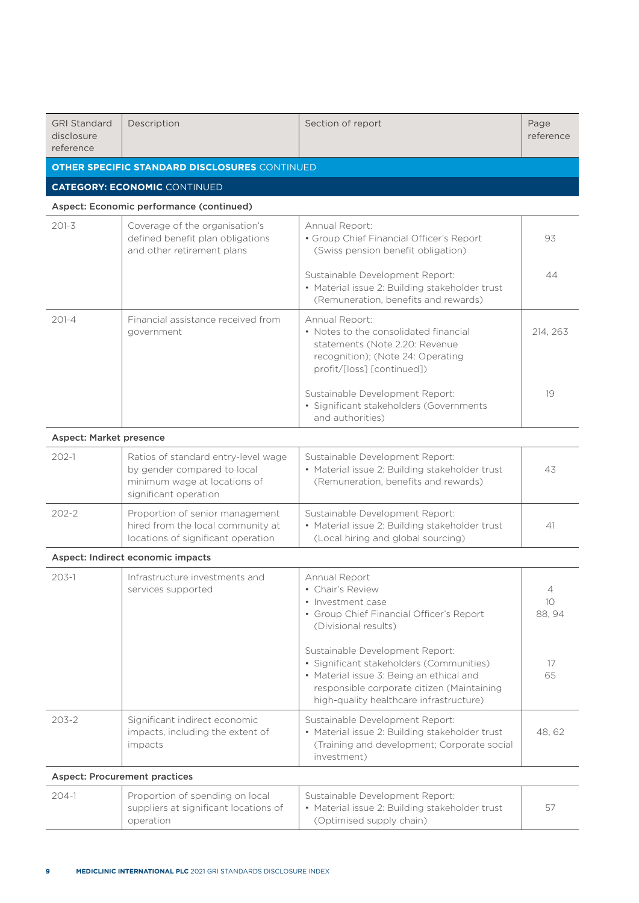| GRI Standard disclosure reference | Description | Section of report | Page reference |
|---|---|---|---|
| **OTHER SPECIFIC STANDARD DISCLOSURES** CONTINUED | | | |
| **CATEGORY: ECONOMIC** CONTINUED | | | |
| **Aspect: Economic performance (continued)** | | | |
| 201-3 | Coverage of the organisation's defined benefit plan obligations and other retirement plans | Annual Report:<br>• Group Chief Financial Officer's Report (Swiss pension benefit obligation)<br><br>Sustainable Development Report:<br>• Material issue 2: Building stakeholder trust (Remuneration, benefits and rewards) | 93<br><br>44 |
| 201-4 | Financial assistance received from government | Annual Report:<br>• Notes to the consolidated financial statements (Note 2.20: Revenue recognition); (Note 24: Operating profit/[loss] [continued])<br><br>Sustainable Development Report:<br>• Significant stakeholders (Governments and authorities) | 214, 263<br><br>19 |
| **Aspect: Market presence** | | | |
| 202-1 | Ratios of standard entry-level wage by gender compared to local minimum wage at locations of significant operation | Sustainable Development Report:<br>• Material issue 2: Building stakeholder trust (Remuneration, benefits and rewards) | 43 |
| 202-2 | Proportion of senior management hired from the local community at locations of significant operation | Sustainable Development Report:<br>• Material issue 2: Building stakeholder trust (Local hiring and global sourcing) | 41 |
| **Aspect: Indirect economic impacts** | | | |
| 203-1 | Infrastructure investments and services supported | Annual Report<br>• Chair's Review<br>• Investment case<br>• Group Chief Financial Officer's Report (Divisional results)<br><br>Sustainable Development Report:<br>• Significant stakeholders (Communities)<br>• Material issue 3: Being an ethical and responsible corporate citizen (Maintaining high-quality healthcare infrastructure) | 4<br>10<br>88, 94<br><br>17<br>65 |
| 203-2 | Significant indirect economic impacts, including the extent of impacts | Sustainable Development Report:<br>• Material issue 2: Building stakeholder trust (Training and development; Corporate social investment) | 48, 62 |
| **Aspect: Procurement practices** | | | |
| 204-1 | Proportion of spending on local suppliers at significant locations of operation | Sustainable Development Report:<br>• Material issue 2: Building stakeholder trust (Optimised supply chain) | 57 |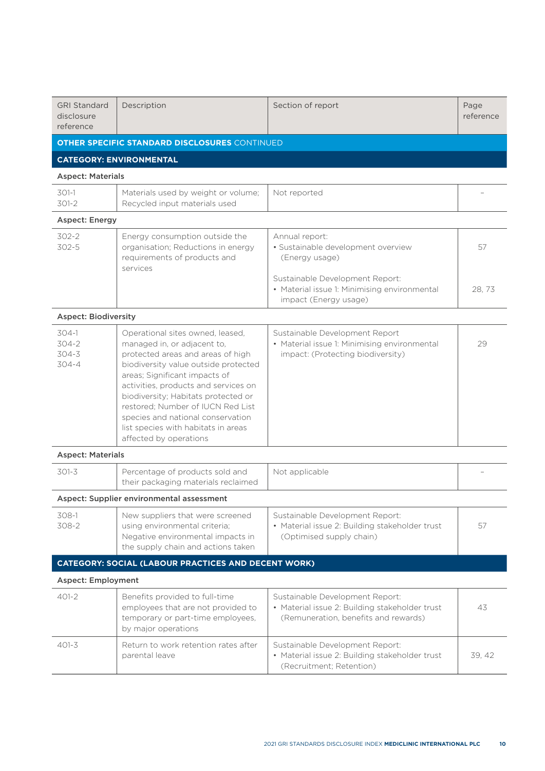| GRI Standard disclosure reference | Description | Section of report | Page reference |
|---|---|---|---|
| **OTHER SPECIFIC STANDARD DISCLOSURES** CONTINUED | | | |
| **CATEGORY: ENVIRONMENTAL** | | | |
| **Aspect: Materials** | | | |
| 301-1<br>301-2 | Materials used by weight or volume; Recycled input materials used | Not reported | – |
| **Aspect: Energy** | | | |
| 302-2<br>302-5 | Energy consumption outside the organisation; Reductions in energy requirements of products and services | Annual report:<br>• Sustainable development overview (Energy usage)<br><br>Sustainable Development Report:<br>• Material issue 1: Minimising environmental impact (Energy usage) | 57<br><br>28, 73 |
| **Aspect: Biodiversity** | | | |
| 304-1<br>304-2<br>304-3<br>304-4 | Operational sites owned, leased, managed in, or adjacent to, protected areas and areas of high biodiversity value outside protected areas; Significant impacts of activities, products and services on biodiversity; Habitats protected or restored; Number of IUCN Red List species and national conservation list species with habitats in areas affected by operations | Sustainable Development Report<br>• Material issue 1: Minimising environmental impact: (Protecting biodiversity) | 29 |
| **Aspect: Materials** | | | |
| 301-3 | Percentage of products sold and their packaging materials reclaimed | Not applicable | – |
| **Aspect: Supplier environmental assessment** | | | |
| 308-1<br>308-2 | New suppliers that were screened using environmental criteria; Negative environmental impacts in the supply chain and actions taken | Sustainable Development Report:<br>• Material issue 2: Building stakeholder trust (Optimised supply chain) | 57 |
| **CATEGORY: SOCIAL (LABOUR PRACTICES AND DECENT WORK)** | | | |
| **Aspect: Employment** | | | |
| 401-2 | Benefits provided to full-time employees that are not provided to temporary or part-time employees, by major operations | Sustainable Development Report:<br>• Material issue 2: Building stakeholder trust (Remuneration, benefits and rewards) | 43 |
| 401-3 | Return to work retention rates after parental leave | Sustainable Development Report:<br>• Material issue 2: Building stakeholder trust (Recruitment; Retention) | 39, 42 |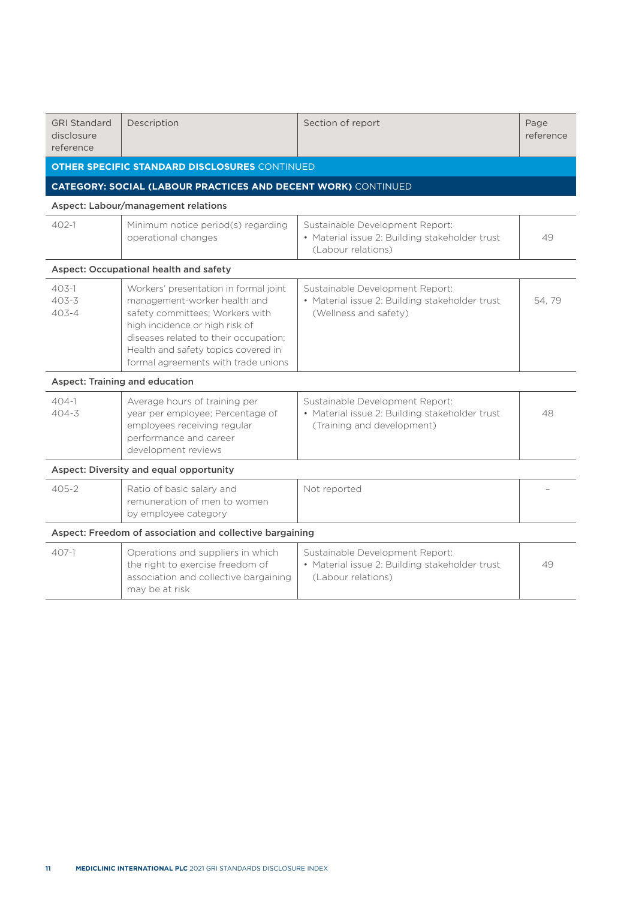| GRI Standard disclosure reference | Description | Section of report | Page reference |
|---|---|---|---|
| **OTHER SPECIFIC STANDARD DISCLOSURES** CONTINUED | | | |
| **CATEGORY: SOCIAL (LABOUR PRACTICES AND DECENT WORK)** CONTINUED | | | |
| **Aspect: Labour/management relations** | | | |
| 402-1 | Minimum notice period(s) regarding operational changes | Sustainable Development Report:<br>• Material issue 2: Building stakeholder trust (Labour relations) | 49 |
| **Aspect: Occupational health and safety** | | | |
| 403-1<br>403-3<br>403-4 | Workers' presentation in formal joint management-worker health and safety committees; Workers with high incidence or high risk of diseases related to their occupation; Health and safety topics covered in formal agreements with trade unions | Sustainable Development Report:<br>• Material issue 2: Building stakeholder trust (Wellness and safety) | 54, 79 |
| **Aspect: Training and education** | | | |
| 404-1<br>404-3 | Average hours of training per year per employee; Percentage of employees receiving regular performance and career development reviews | Sustainable Development Report:<br>• Material issue 2: Building stakeholder trust (Training and development) | 48 |
| **Aspect: Diversity and equal opportunity** | | | |
| 405-2 | Ratio of basic salary and remuneration of men to women by employee category | Not reported | – |
| **Aspect: Freedom of association and collective bargaining** | | | |
| 407-1 | Operations and suppliers in which the right to exercise freedom of association and collective bargaining may be at risk | Sustainable Development Report:<br>• Material issue 2: Building stakeholder trust (Labour relations) | 49 |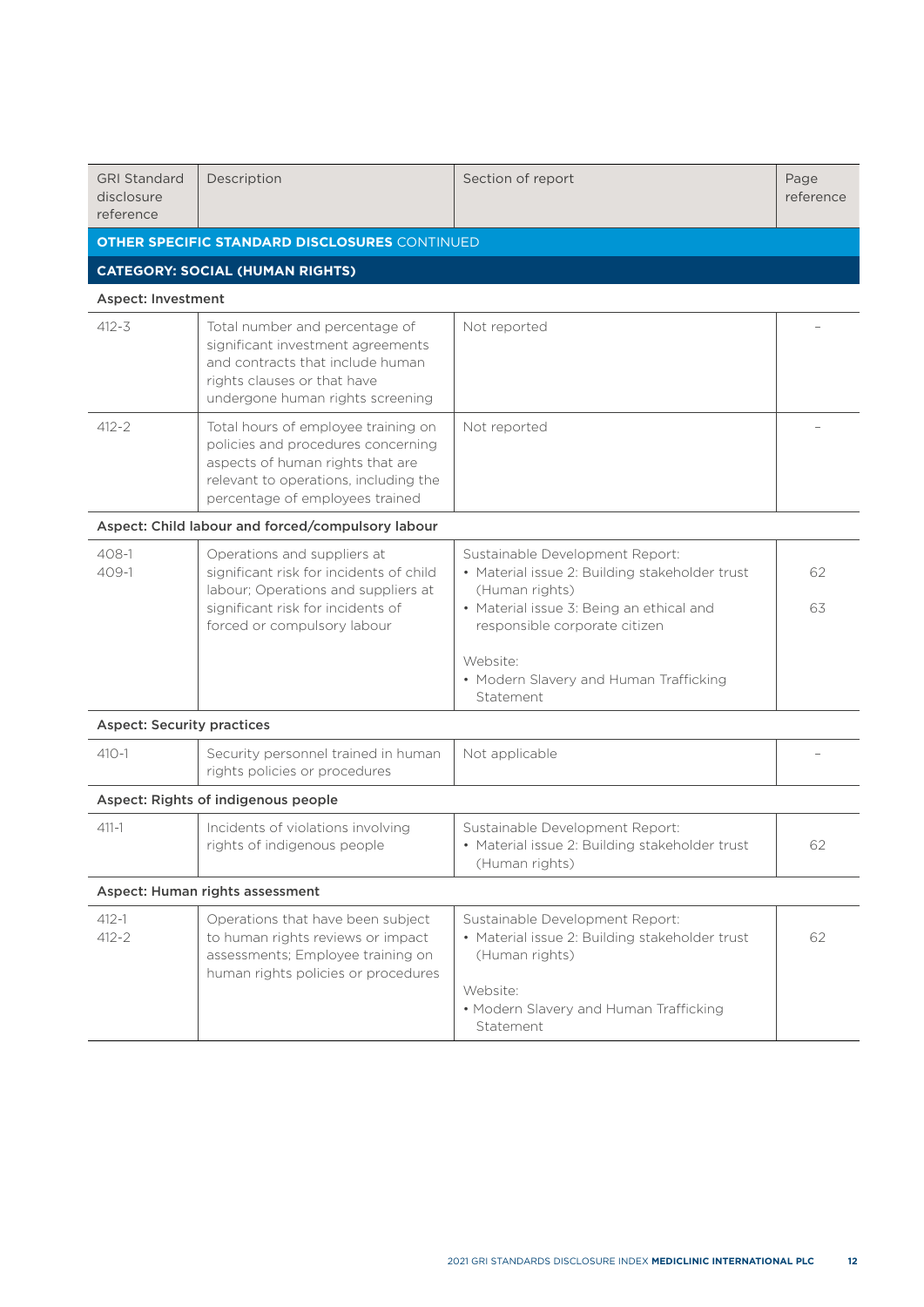| GRI Standard disclosure reference | Description | Section of report | Page reference |
|---|---|---|---|
| **OTHER SPECIFIC STANDARD DISCLOSURES** CONTINUED | | | |
| **CATEGORY: SOCIAL (HUMAN RIGHTS)** | | | |
| **Aspect: Investment** | | | |
| 412-3 | Total number and percentage of significant investment agreements and contracts that include human rights clauses or that have undergone human rights screening | Not reported | – |
| 412-2 | Total hours of employee training on policies and procedures concerning aspects of human rights that are relevant to operations, including the percentage of employees trained | Not reported | – |
| **Aspect: Child labour and forced/compulsory labour** | | | |
| 408-1<br>409-1 | Operations and suppliers at significant risk for incidents of child labour; Operations and suppliers at significant risk for incidents of forced or compulsory labour | Sustainable Development Report:<br>• Material issue 2: Building stakeholder trust (Human rights)<br>• Material issue 3: Being an ethical and responsible corporate citizen<br><br>Website:<br>• Modern Slavery and Human Trafficking Statement | 62<br><br>63 |
| **Aspect: Security practices** | | | |
| 410-1 | Security personnel trained in human rights policies or procedures | Not applicable | – |
| **Aspect: Rights of indigenous people** | | | |
| 411-1 | Incidents of violations involving rights of indigenous people | Sustainable Development Report:<br>• Material issue 2: Building stakeholder trust (Human rights) | 62 |
| **Aspect: Human rights assessment** | | | |
| 412-1<br>412-2 | Operations that have been subject to human rights reviews or impact assessments; Employee training on human rights policies or procedures | Sustainable Development Report:<br>• Material issue 2: Building stakeholder trust (Human rights)<br><br>Website:<br>• Modern Slavery and Human Trafficking Statement | 62 |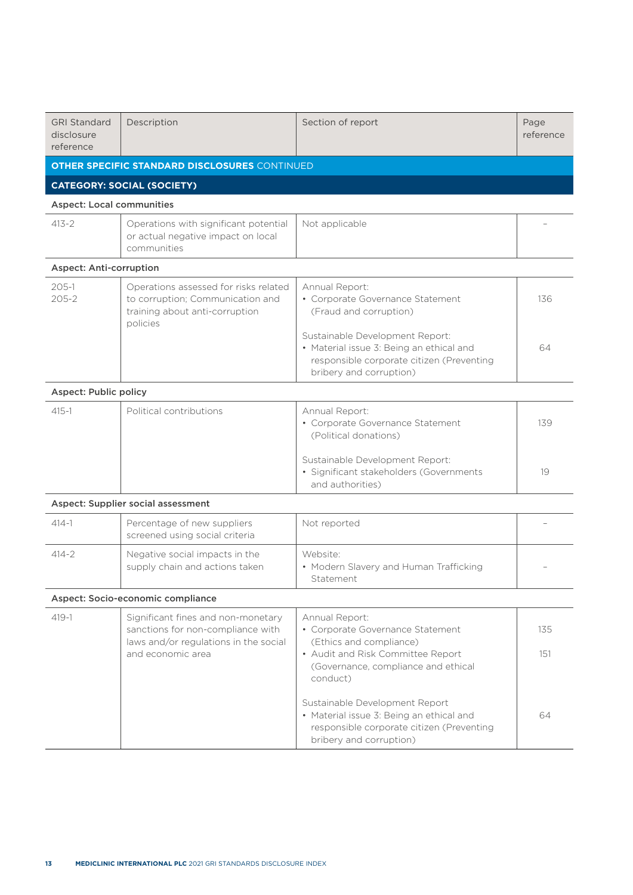| GRI Standard disclosure reference | Description | Section of report | Page reference |
|---|---|---|---|
| **OTHER SPECIFIC STANDARD DISCLOSURES** CONTINUED | | | |
| **CATEGORY: SOCIAL (SOCIETY)** | | | |
| **Aspect: Local communities** | | | |
| 413-2 | Operations with significant potential or actual negative impact on local communities | Not applicable | – |
| **Aspect: Anti-corruption** | | | |
| 205-1<br>205-2 | Operations assessed for risks related to corruption; Communication and training about anti-corruption policies | Annual Report:<br>• Corporate Governance Statement (Fraud and corruption)<br><br>Sustainable Development Report:<br>• Material issue 3: Being an ethical and responsible corporate citizen (Preventing bribery and corruption) | 136<br><br>64 |
| **Aspect: Public policy** | | | |
| 415-1 | Political contributions | Annual Report:<br>• Corporate Governance Statement (Political donations)<br><br>Sustainable Development Report:<br>• Significant stakeholders (Governments and authorities) | 139<br><br>19 |
| **Aspect: Supplier social assessment** | | | |
| 414-1 | Percentage of new suppliers screened using social criteria | Not reported | – |
| 414-2 | Negative social impacts in the supply chain and actions taken | Website:<br>• Modern Slavery and Human Trafficking Statement | – |
| **Aspect: Socio-economic compliance** | | | |
| 419-1 | Significant fines and non-monetary sanctions for non-compliance with laws and/or regulations in the social and economic area | Annual Report:<br>• Corporate Governance Statement (Ethics and compliance)<br>• Audit and Risk Committee Report (Governance, compliance and ethical conduct)<br><br>Sustainable Development Report<br>• Material issue 3: Being an ethical and responsible corporate citizen (Preventing bribery and corruption) | 135<br><br>151<br><br>64 |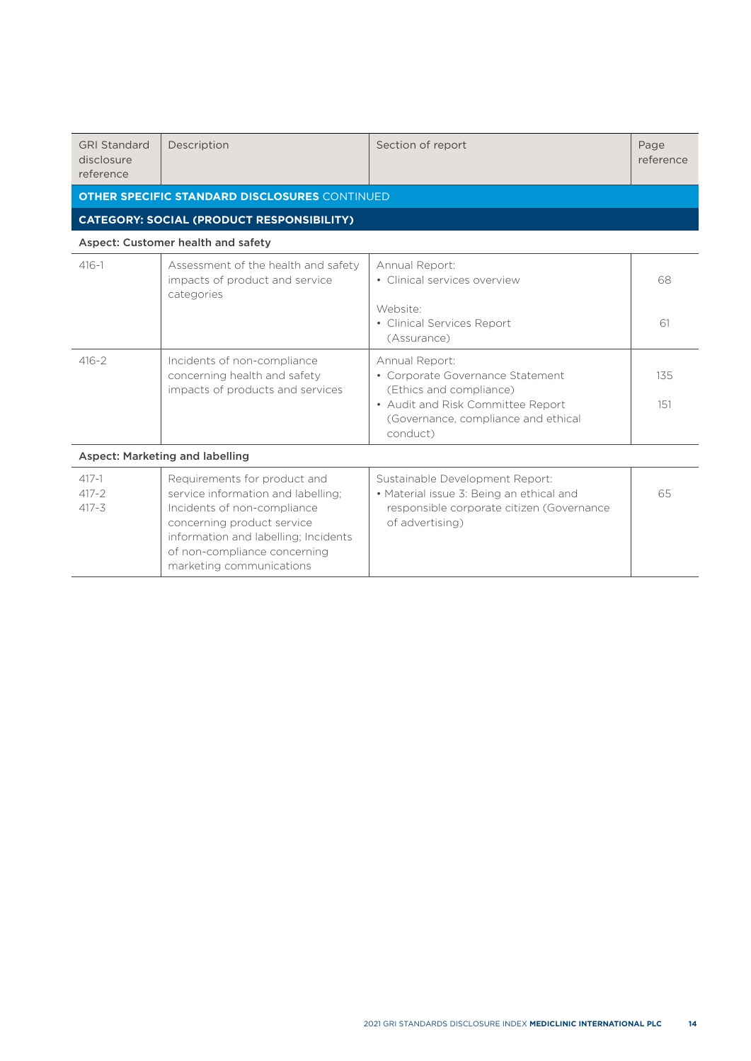| GRI Standard disclosure reference | Description | Section of report | Page reference |
|---|---|---|---|
| **OTHER SPECIFIC STANDARD DISCLOSURES** CONTINUED | | | |
| **CATEGORY: SOCIAL (PRODUCT RESPONSIBILITY)** | | | |
| **Aspect: Customer health and safety** | | | |
| 416-1 | Assessment of the health and safety impacts of product and service categories | Annual Report:<br>• Clinical services overview<br><br>Website:<br>• Clinical Services Report (Assurance) | 68<br><br><br>61 |
| 416-2 | Incidents of non-compliance concerning health and safety impacts of products and services | Annual Report:<br>• Corporate Governance Statement (Ethics and compliance)<br>• Audit and Risk Committee Report (Governance, compliance and ethical conduct) | 135<br><br>151 |
| **Aspect: Marketing and labelling** | | | |
| 417-1<br>417-2<br>417-3 | Requirements for product and service information and labelling; Incidents of non-compliance concerning product service information and labelling; Incidents of non-compliance concerning marketing communications | Sustainable Development Report:<br>• Material issue 3: Being an ethical and responsible corporate citizen (Governance of advertising) | 65 |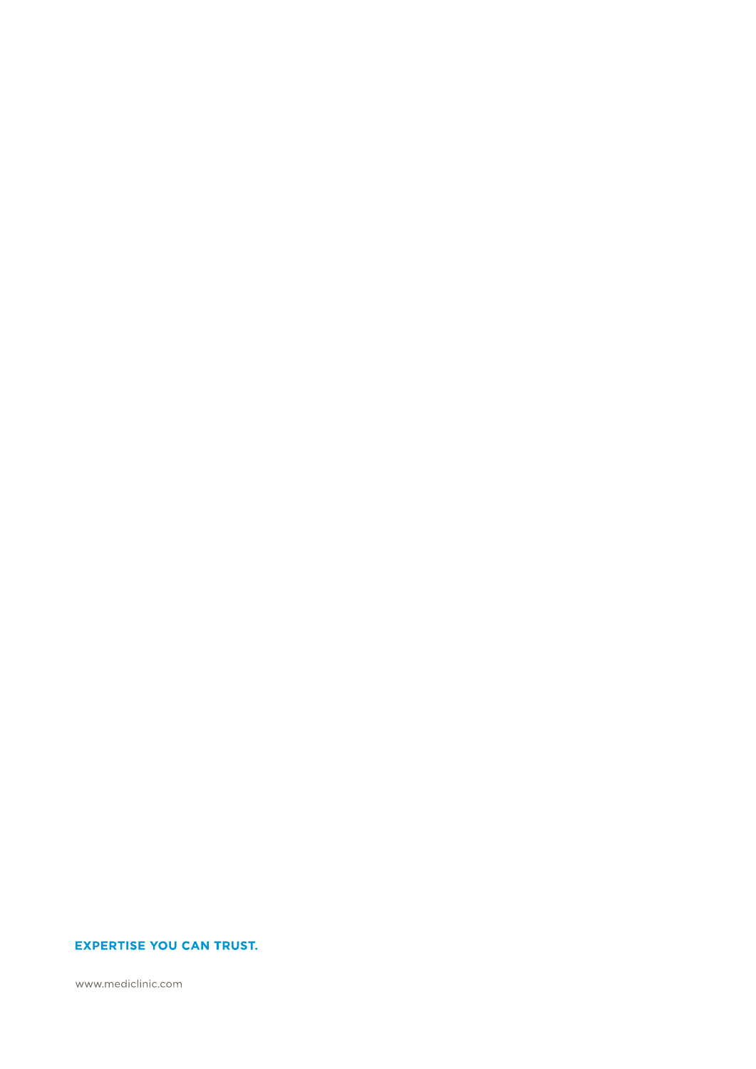**EXPERTISE YOU CAN TRUST.**

www.mediclinic.com